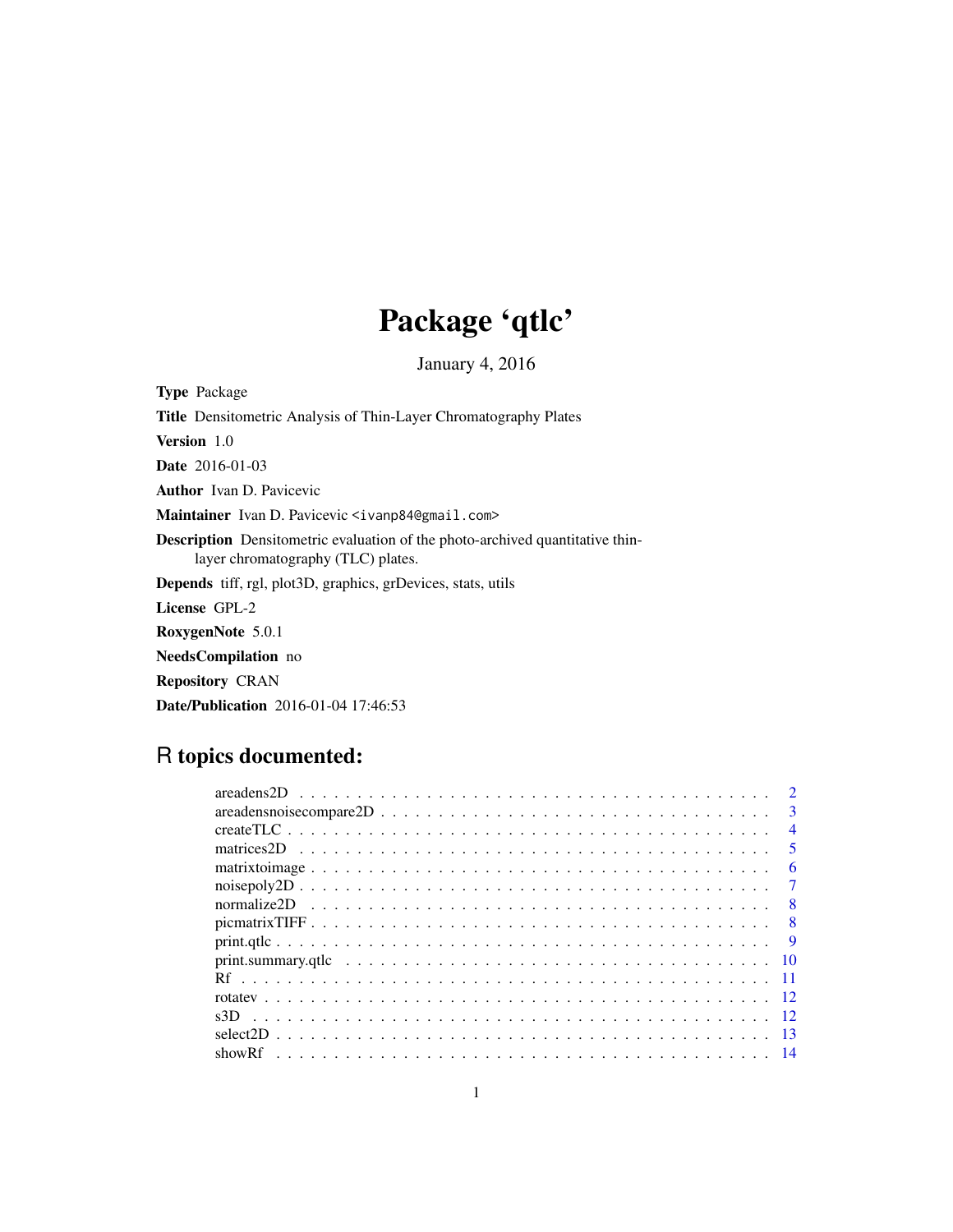# Package 'qtlc'

January 4, 2016

**Type** Package

**Title** Densitometric Analysis of Thin-Layer Chromatography Plates

**Version** 1.0

**Date** 2016-01-03

**Author** Ivan D. Pavicevic

**Maintainer** Ivan D. Pavicevic <ivanp84@gmail.com>

**Description** Densitometric evaluation of the photo-archived quantitative thin-layer chromatography (TLC) plates.

**Depends** tiff, rgl, plot3D, graphics, grDevices, stats, utils

**License** GPL-2

**RoxygenNote** 5.0.1

**NeedsCompilation** no

**Repository** CRAN

**Date/Publication** 2016-01-04 17:46:53

## R topics documented:

| | |
|---|---|
| areadens2D | 2 |
| areadensnoisecompare2D | 3 |
| createTLC | 4 |
| matrices2D | 5 |
| matrixtoimage | 6 |
| noisepoly2D | 7 |
| normalize2D | 8 |
| picmatrixTIFF | 8 |
| print.qtlc | 9 |
| print.summary.qtlc | 10 |
| Rf | 11 |
| rotatev | 12 |
| s3D | 12 |
| select2D | 13 |
| showRf | 14 |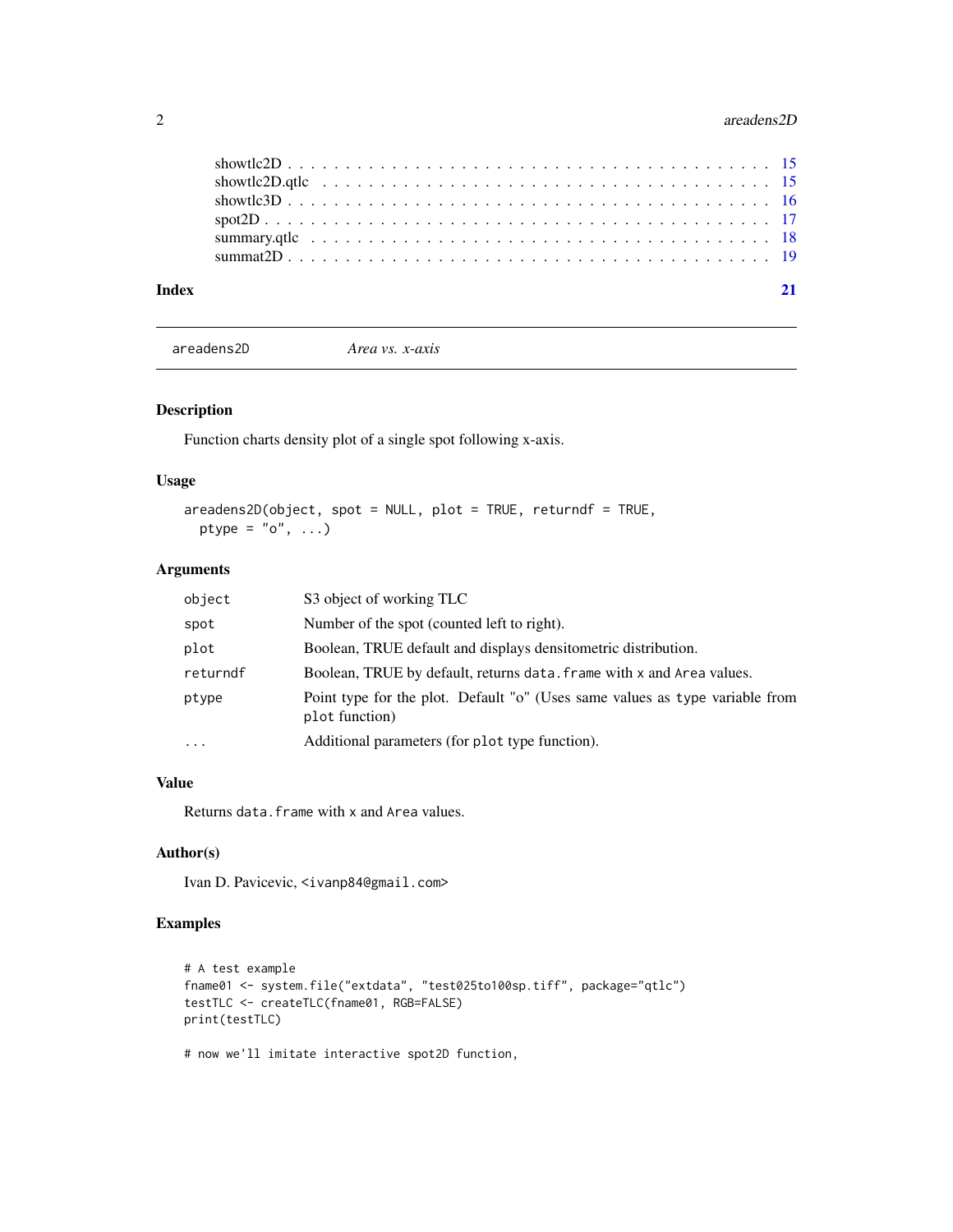showtlc2D . . . . . . . . . . . . . . . . . . . . . . . . . . . . . . . . . . . . . . . . . 15
showtlc2D.qtlc . . . . . . . . . . . . . . . . . . . . . . . . . . . . . . . . . . . . . . 15
showtlc3D . . . . . . . . . . . . . . . . . . . . . . . . . . . . . . . . . . . . . . . . . 16
spot2D . . . . . . . . . . . . . . . . . . . . . . . . . . . . . . . . . . . . . . . . . . . 17
summary.qtlc . . . . . . . . . . . . . . . . . . . . . . . . . . . . . . . . . . . . . . . 18
summat2D . . . . . . . . . . . . . . . . . . . . . . . . . . . . . . . . . . . . . . . . . 19

**Index** **21**

---

## `areadens2D` *Area vs. x-axis*

---

### Description

Function charts density plot of a single spot following x-axis.

### Usage

```
areadens2D(object, spot = NULL, plot = TRUE, returndf = TRUE,
  ptype = "o", ...)
```

### Arguments

| | |
|---|---|
| `object` | S3 object of working TLC |
| `spot` | Number of the spot (counted left to right). |
| `plot` | Boolean, TRUE default and displays densitometric distribution. |
| `returndf` | Boolean, TRUE by default, returns `data.frame` with `x` and `Area` values. |
| `ptype` | Point type for the plot. Default "o" (Uses same values as `type` variable from `plot` function) |
| `...` | Additional parameters (for `plot` type function). |

### Value

Returns `data.frame` with `x` and `Area` values.

### Author(s)

Ivan D. Pavicevic, <ivanp84@gmail.com>

### Examples

```
# A test example
fname01 <- system.file("extdata", "test025to100sp.tiff", package="qtlc")
testTLC <- createTLC(fname01, RGB=FALSE)
print(testTLC)

# now we'll imitate interactive spot2D function,
```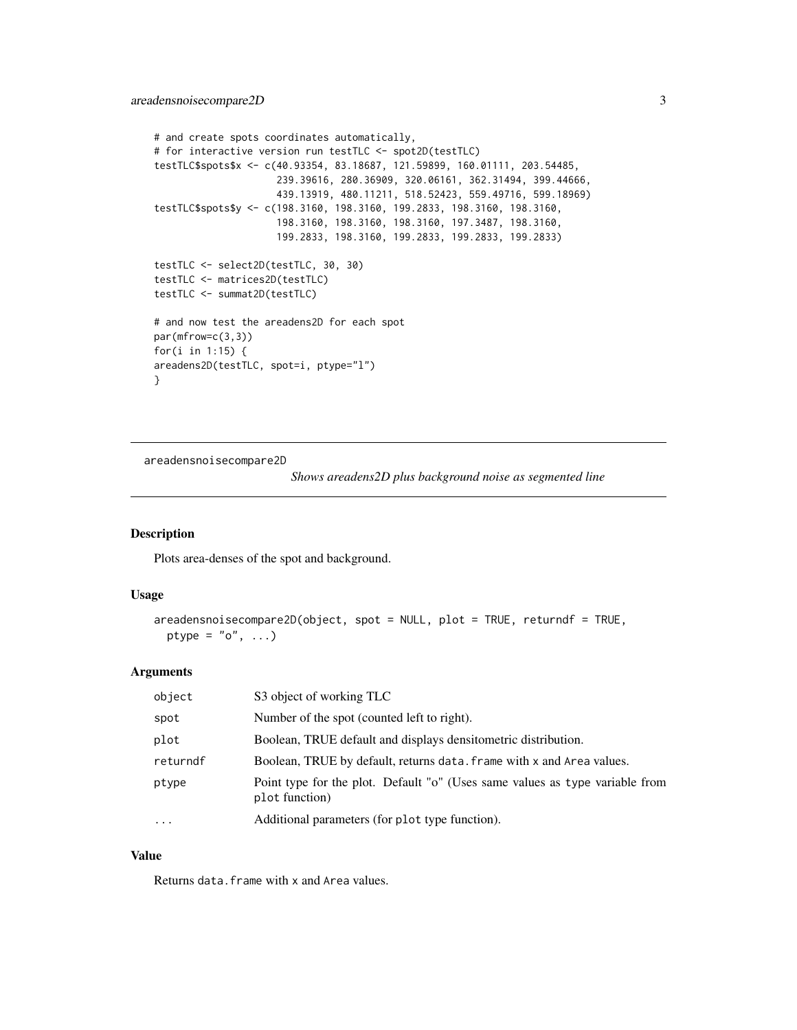```
# and create spots coordinates automatically,
# for interactive version run testTLC <- spot2D(testTLC)
testTLC$spots$x <- c(40.93354, 83.18687, 121.59899, 160.01111, 203.54485,
                     239.39616, 280.36909, 320.06161, 362.31494, 399.44666,
                     439.13919, 480.11211, 518.52423, 559.49716, 599.18969)
testTLC$spots$y <- c(198.3160, 198.3160, 199.2833, 198.3160, 198.3160,
                     198.3160, 198.3160, 198.3160, 197.3487, 198.3160,
                     199.2833, 198.3160, 199.2833, 199.2833, 199.2833)

testTLC <- select2D(testTLC, 30, 30)
testTLC <- matrices2D(testTLC)
testTLC <- summat2D(testTLC)

# and now test the areadens2D for each spot
par(mfrow=c(3,3))
for(i in 1:15) {
areadens2D(testTLC, spot=i, ptype="l")
}
```

---

## areadensnoisecompare2D

*Shows areadens2D plus background noise as segmented line*

---

### Description

Plots area-denses of the spot and background.

### Usage

```
areadensnoisecompare2D(object, spot = NULL, plot = TRUE, returndf = TRUE,
  ptype = "o", ...)
```

### Arguments

| | |
|---|---|
| `object` | S3 object of working TLC |
| `spot` | Number of the spot (counted left to right). |
| `plot` | Boolean, TRUE default and displays densitometric distribution. |
| `returndf` | Boolean, TRUE by default, returns `data.frame` with `x` and `Area` values. |
| `ptype` | Point type for the plot. Default "o" (Uses same values as `type` variable from `plot` function) |
| `...` | Additional parameters (for `plot` type function). |

### Value

Returns `data.frame` with `x` and `Area` values.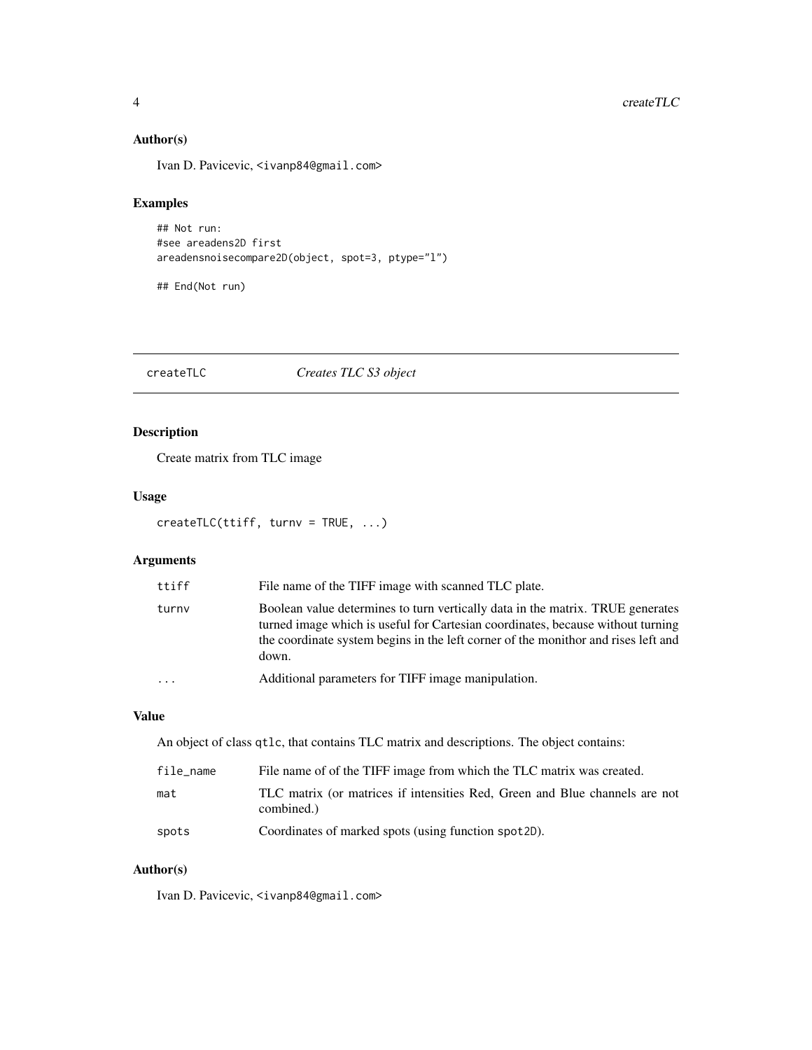### Author(s)

Ivan D. Pavicevic, <ivanp84@gmail.com>

### Examples

```
## Not run:
#see areadens2D first
areadensnoisecompare2D(object, spot=3, ptype="l")

## End(Not run)
```

---

## createTLC *Creates TLC S3 object*

---

### Description

Create matrix from TLC image

### Usage

```
createTLC(ttiff, turnv = TRUE, ...)
```

### Arguments

| | |
|---|---|
| ttiff | File name of the TIFF image with scanned TLC plate. |
| turnv | Boolean value determines to turn vertically data in the matrix. TRUE generates turned image which is useful for Cartesian coordinates, because without turning the coordinate system begins in the left corner of the monithor and rises left and down. |
| ... | Additional parameters for TIFF image manipulation. |

### Value

An object of class qtlc, that contains TLC matrix and descriptions. The object contains:

| | |
|---|---|
| file_name | File name of of the TIFF image from which the TLC matrix was created. |
| mat | TLC matrix (or matrices if intensities Red, Green and Blue channels are not combined.) |
| spots | Coordinates of marked spots (using function spot2D). |

### Author(s)

Ivan D. Pavicevic, <ivanp84@gmail.com>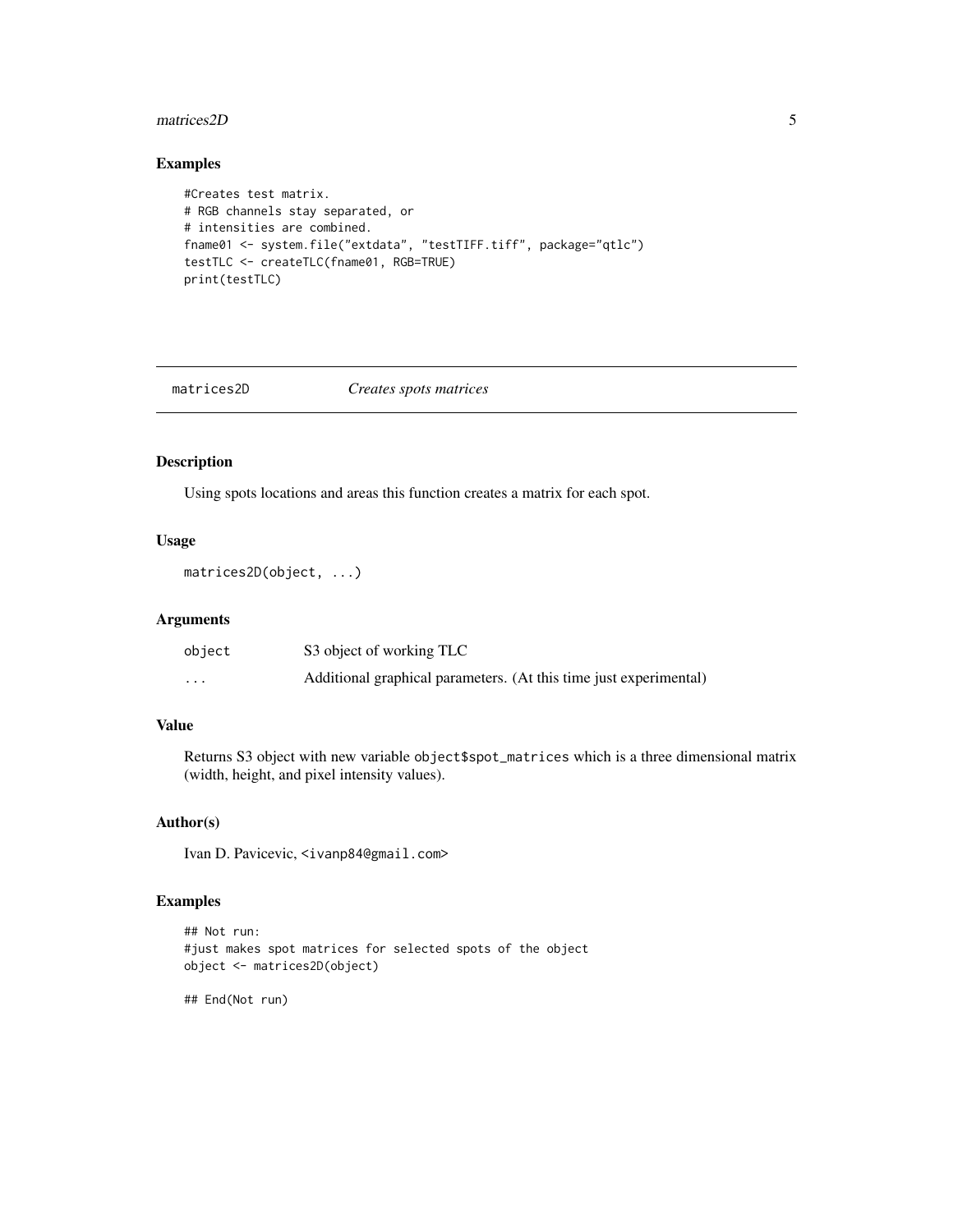## Examples

```
#Creates test matrix.
# RGB channels stay separated, or
# intensities are combined.
fname01 <- system.file("extdata", "testTIFF.tiff", package="qtlc")
testTLC <- createTLC(fname01, RGB=TRUE)
print(testTLC)
```

---

# matrices2D    *Creates spots matrices*

---

## Description

Using spots locations and areas this function creates a matrix for each spot.

## Usage

```
matrices2D(object, ...)
```

## Arguments

| | |
|---|---|
| object | S3 object of working TLC |
| ... | Additional graphical parameters. (At this time just experimental) |

## Value

Returns S3 object with new variable `object$spot_matrices` which is a three dimensional matrix (width, height, and pixel intensity values).

## Author(s)

Ivan D. Pavicevic, <ivanp84@gmail.com>

## Examples

```
## Not run:
#just makes spot matrices for selected spots of the object
object <- matrices2D(object)

## End(Not run)
```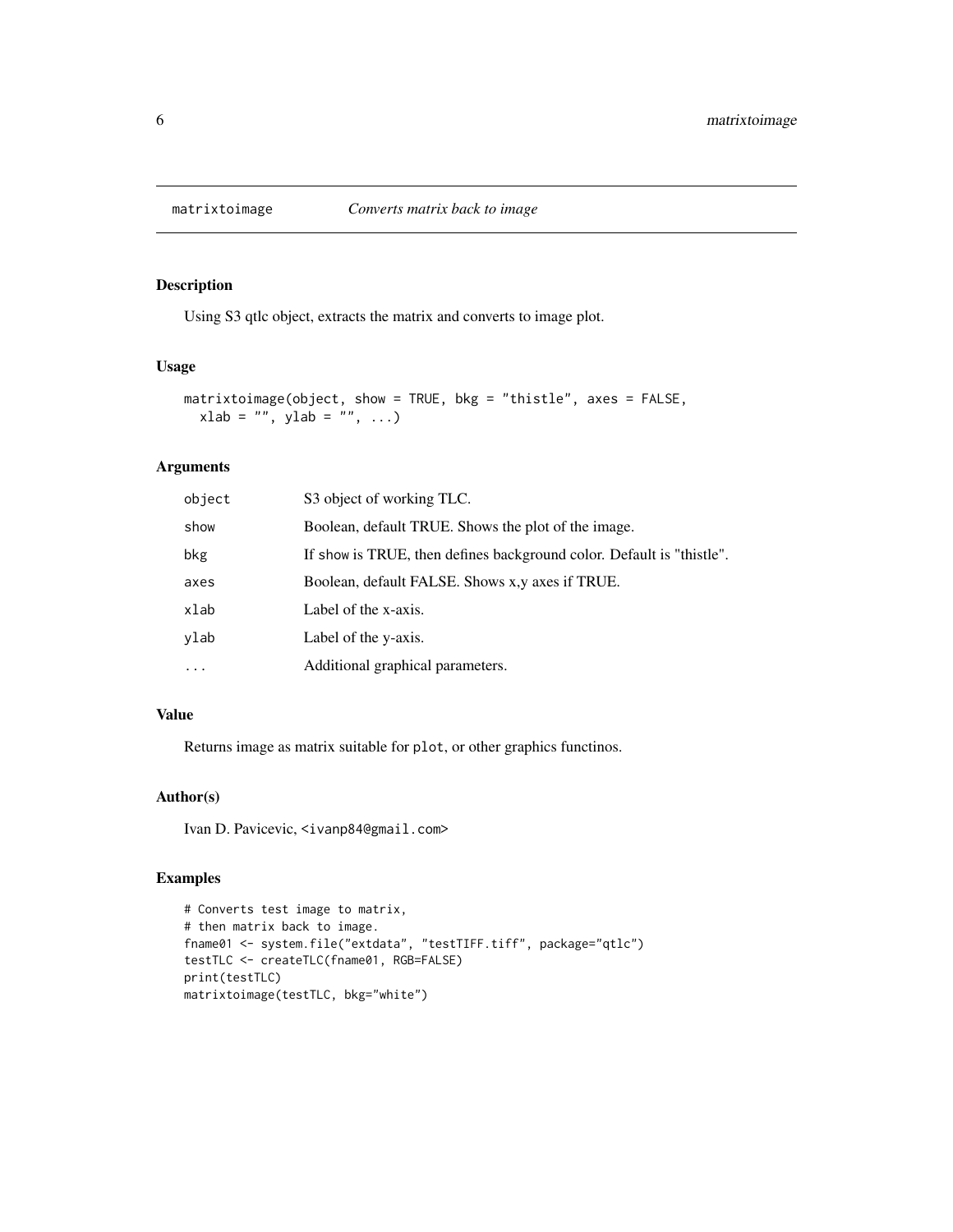# matrixtoimage *Converts matrix back to image*

## Description

Using S3 qtlc object, extracts the matrix and converts to image plot.

## Usage

```
matrixtoimage(object, show = TRUE, bkg = "thistle", axes = FALSE,
  xlab = "", ylab = "", ...)
```

## Arguments

| | |
|---|---|
| `object` | S3 object of working TLC. |
| `show` | Boolean, default TRUE. Shows the plot of the image. |
| `bkg` | If `show` is TRUE, then defines background color. Default is "thistle". |
| `axes` | Boolean, default FALSE. Shows x,y axes if TRUE. |
| `xlab` | Label of the x-axis. |
| `ylab` | Label of the y-axis. |
| `...` | Additional graphical parameters. |

## Value

Returns image as matrix suitable for `plot`, or other graphics functinos.

## Author(s)

Ivan D. Pavicevic, <ivanp84@gmail.com>

## Examples

```
# Converts test image to matrix,
# then matrix back to image.
fname01 <- system.file("extdata", "testTIFF.tiff", package="qtlc")
testTLC <- createTLC(fname01, RGB=FALSE)
print(testTLC)
matrixtoimage(testTLC, bkg="white")
```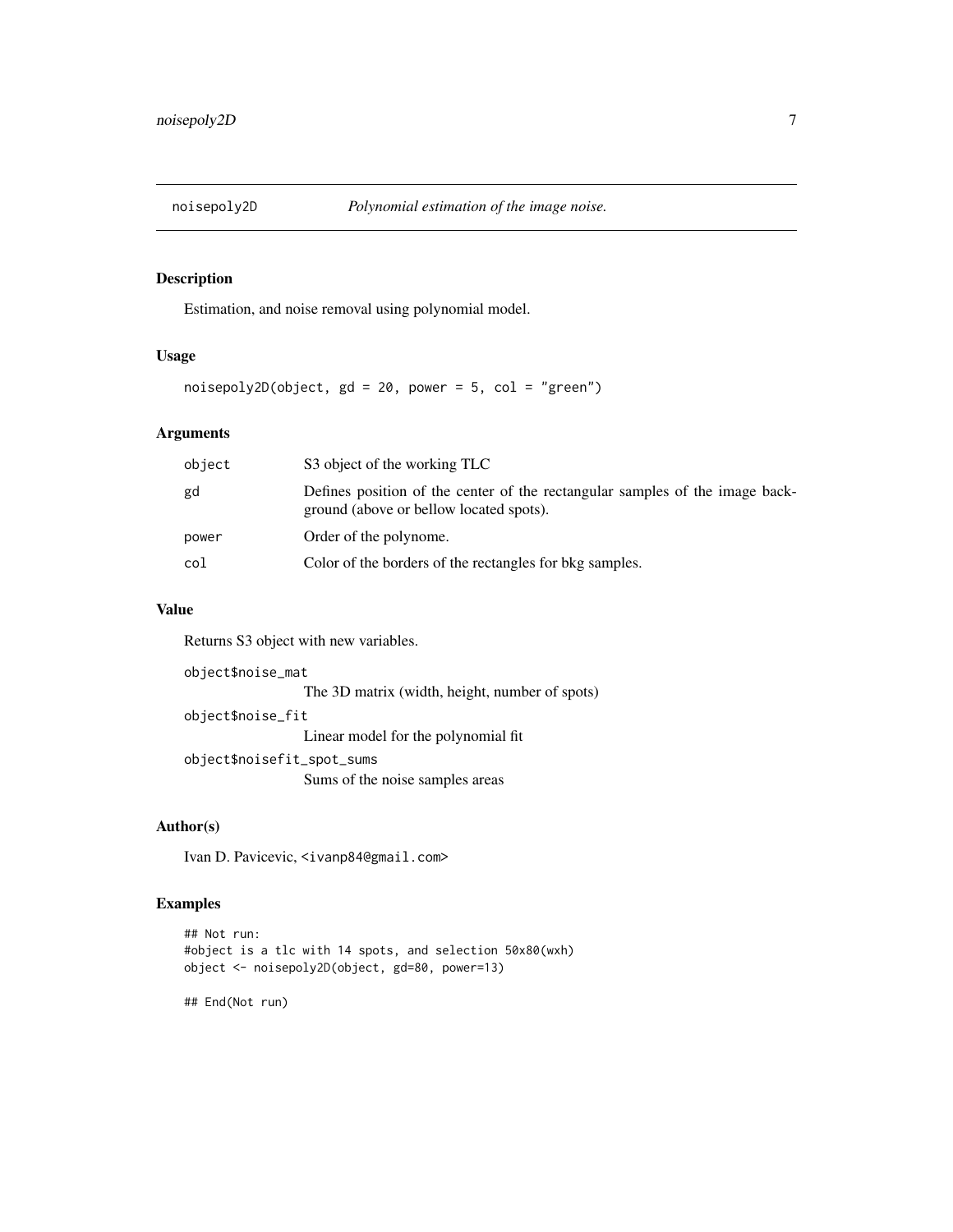# noisepoly2D *Polynomial estimation of the image noise.*

## Description

Estimation, and noise removal using polynomial model.

## Usage

```
noisepoly2D(object, gd = 20, power = 5, col = "green")
```

## Arguments

| | |
|---|---|
| object | S3 object of the working TLC |
| gd | Defines position of the center of the rectangular samples of the image background (above or bellow located spots). |
| power | Order of the polynome. |
| col | Color of the borders of the rectangles for bkg samples. |

## Value

Returns S3 object with new variables.

object$noise_mat
: The 3D matrix (width, height, number of spots)

object$noise_fit
: Linear model for the polynomial fit

object$noisefit_spot_sums
: Sums of the noise samples areas

## Author(s)

Ivan D. Pavicevic, <ivanp84@gmail.com>

## Examples

```
## Not run:
#object is a tlc with 14 spots, and selection 50x80(wxh)
object <- noisepoly2D(object, gd=80, power=13)

## End(Not run)
```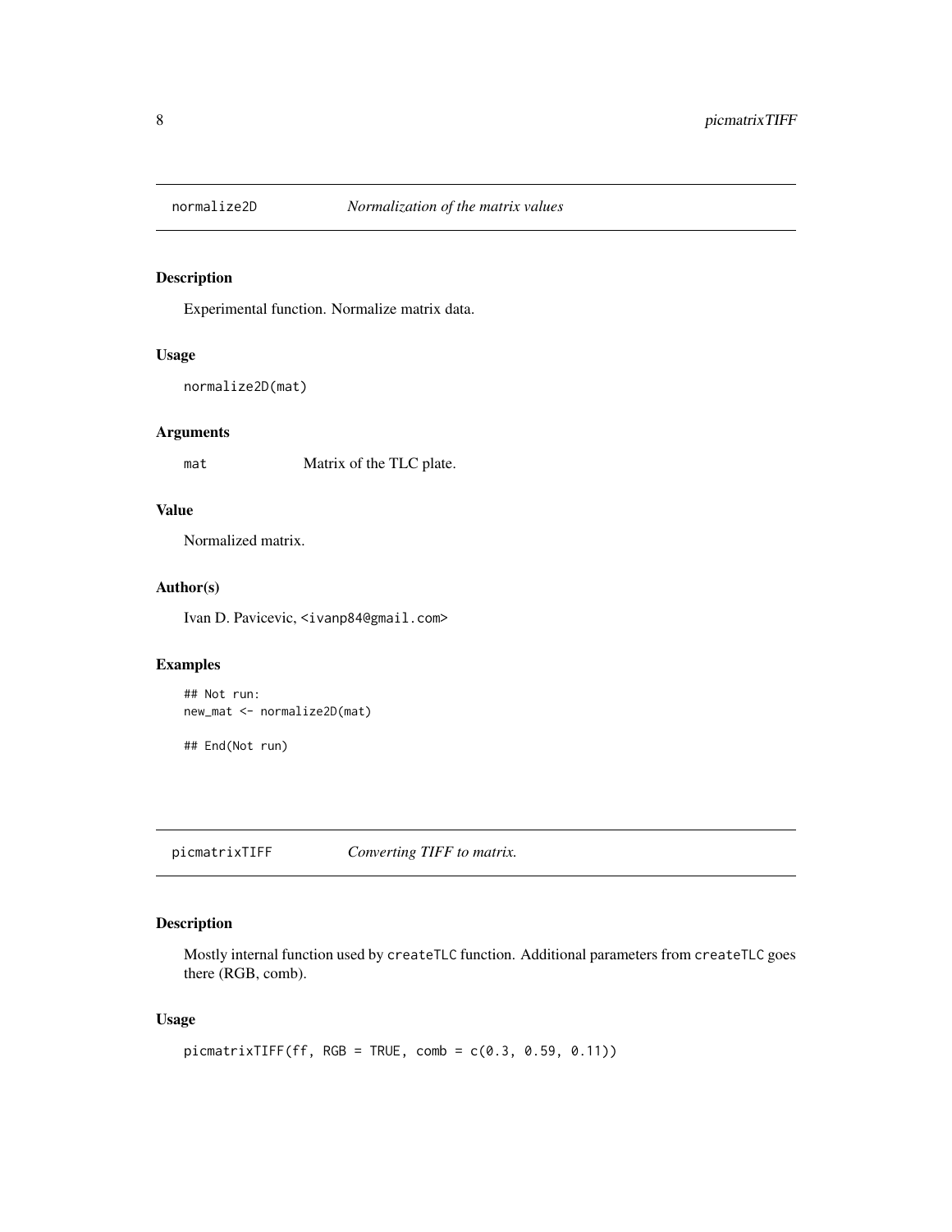## normalize2D *Normalization of the matrix values*

### Description

Experimental function. Normalize matrix data.

### Usage

```
normalize2D(mat)
```

### Arguments

| | |
|---|---|
| mat | Matrix of the TLC plate. |

### Value

Normalized matrix.

### Author(s)

Ivan D. Pavicevic, <ivanp84@gmail.com>

### Examples

```
## Not run:
new_mat <- normalize2D(mat)

## End(Not run)
```

## picmatrixTIFF *Converting TIFF to matrix.*

### Description

Mostly internal function used by `createTLC` function. Additional parameters from `createTLC` goes there (RGB, comb).

### Usage

```
picmatrixTIFF(ff, RGB = TRUE, comb = c(0.3, 0.59, 0.11))
```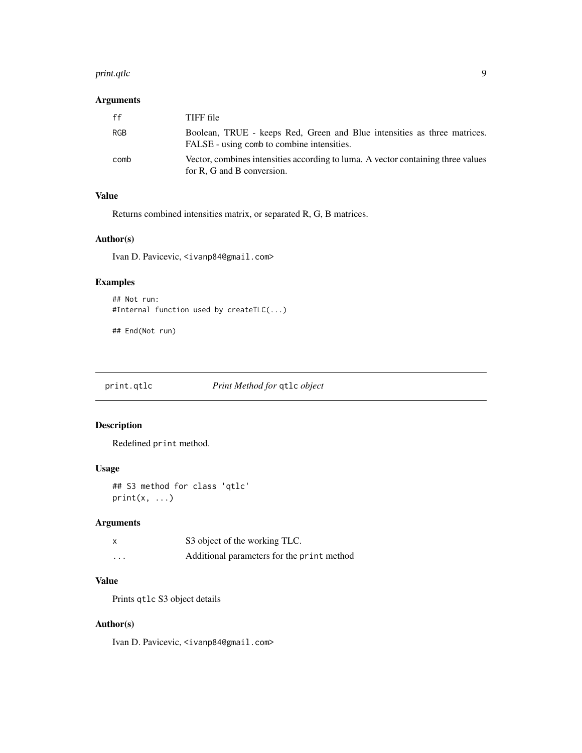### Arguments

| | |
|---|---|
| ff | TIFF file |
| RGB | Boolean, TRUE - keeps Red, Green and Blue intensities as three matrices. FALSE - using comb to combine intensities. |
| comb | Vector, combines intensities according to luma. A vector containing three values for R, G and B conversion. |

### Value

Returns combined intensities matrix, or separated R, G, B matrices.

### Author(s)

Ivan D. Pavicevic, <ivanp84@gmail.com>

### Examples

```
## Not run:
#Internal function used by createTLC(...)

## End(Not run)
```

---

## print.qtlc *Print Method for* qtlc *object*

---

### Description

Redefined print method.

### Usage

```
## S3 method for class 'qtlc'
print(x, ...)
```

### Arguments

| | |
|---|---|
| x | S3 object of the working TLC. |
| ... | Additional parameters for the print method |

### Value

Prints qtlc S3 object details

### Author(s)

Ivan D. Pavicevic, <ivanp84@gmail.com>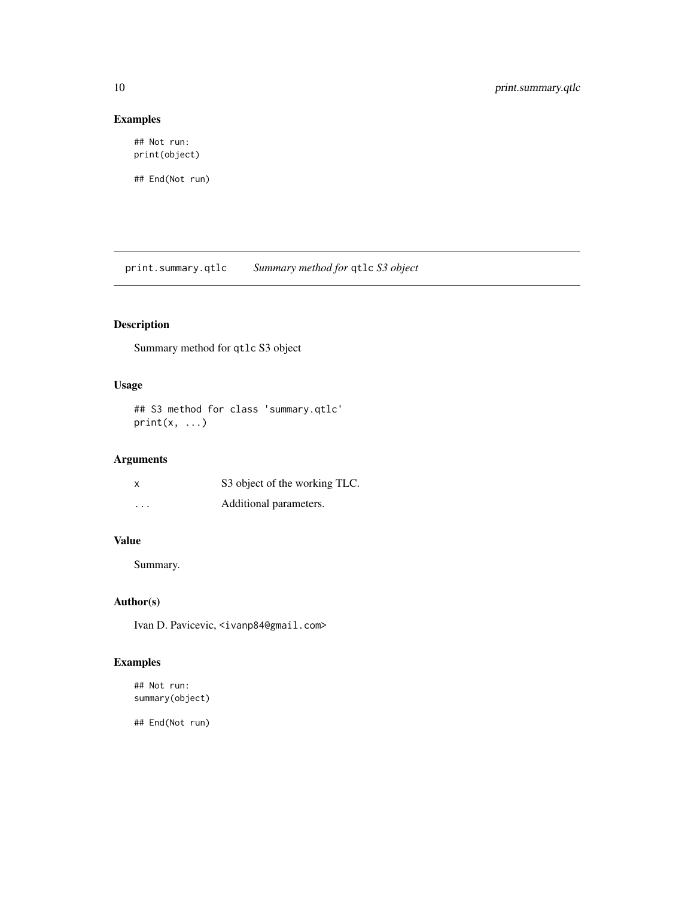## Examples

```
## Not run:
print(object)

## End(Not run)
```

---

# print.summary.qtlc — *Summary method for* `qtlc` *S3 object*

---

## Description

Summary method for `qtlc` S3 object

## Usage

```
## S3 method for class 'summary.qtlc'
print(x, ...)
```

## Arguments

| | |
|---|---|
| `x` | S3 object of the working TLC. |
| `...` | Additional parameters. |

## Value

Summary.

## Author(s)

Ivan D. Pavicevic, <ivanp84@gmail.com>

## Examples

```
## Not run:
summary(object)

## End(Not run)
```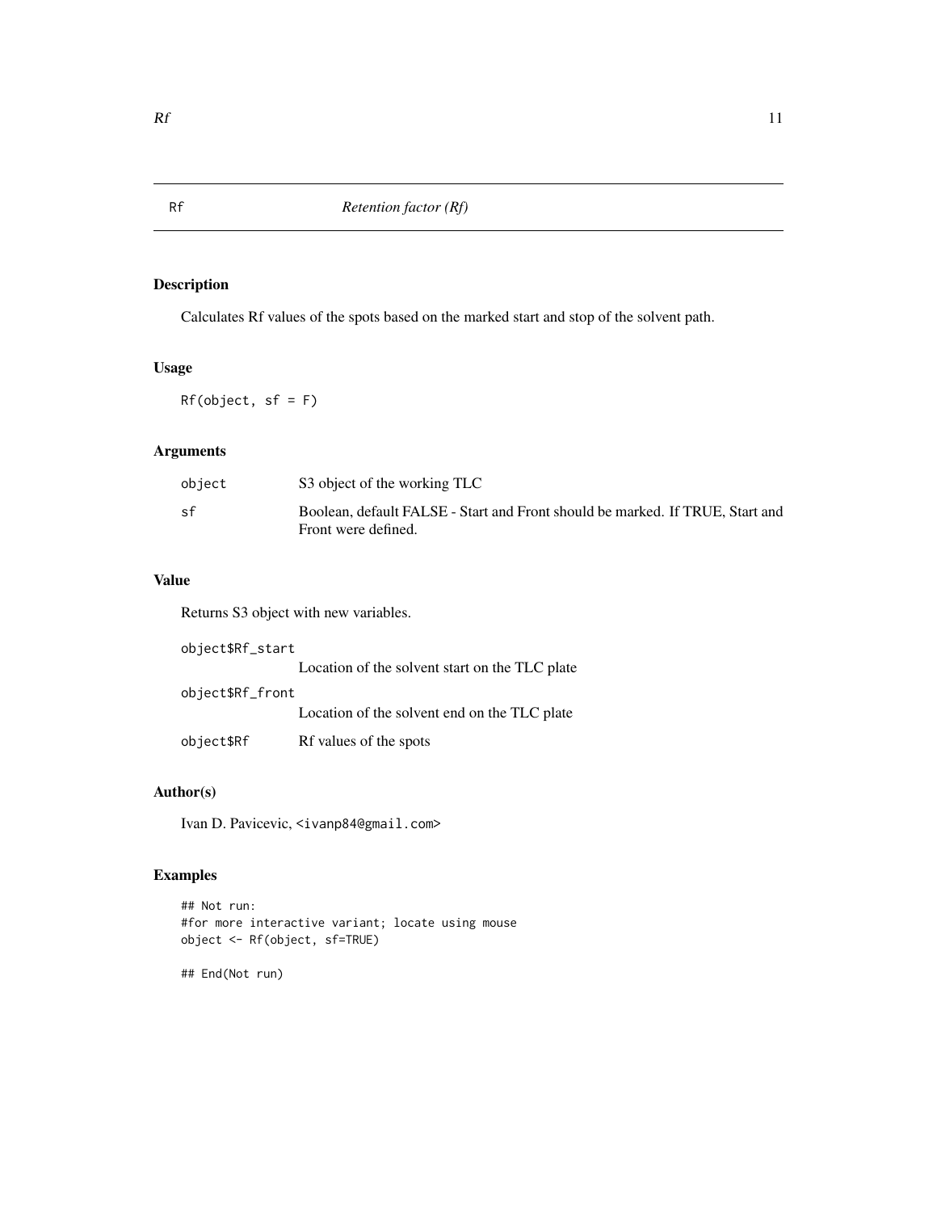# Rf — *Retention factor (Rf)*

## Description

Calculates Rf values of the spots based on the marked start and stop of the solvent path.

## Usage

```
Rf(object, sf = F)
```

## Arguments

| | |
|---|---|
| `object` | S3 object of the working TLC |
| `sf` | Boolean, default FALSE - Start and Front should be marked. If TRUE, Start and Front were defined. |

## Value

Returns S3 object with new variables.

| | |
|---|---|
| `object$Rf_start` | Location of the solvent start on the TLC plate |
| `object$Rf_front` | Location of the solvent end on the TLC plate |
| `object$Rf` | Rf values of the spots |

## Author(s)

Ivan D. Pavicevic, <ivanp84@gmail.com>

## Examples

```
## Not run:
#for more interactive variant; locate using mouse
object <- Rf(object, sf=TRUE)

## End(Not run)
```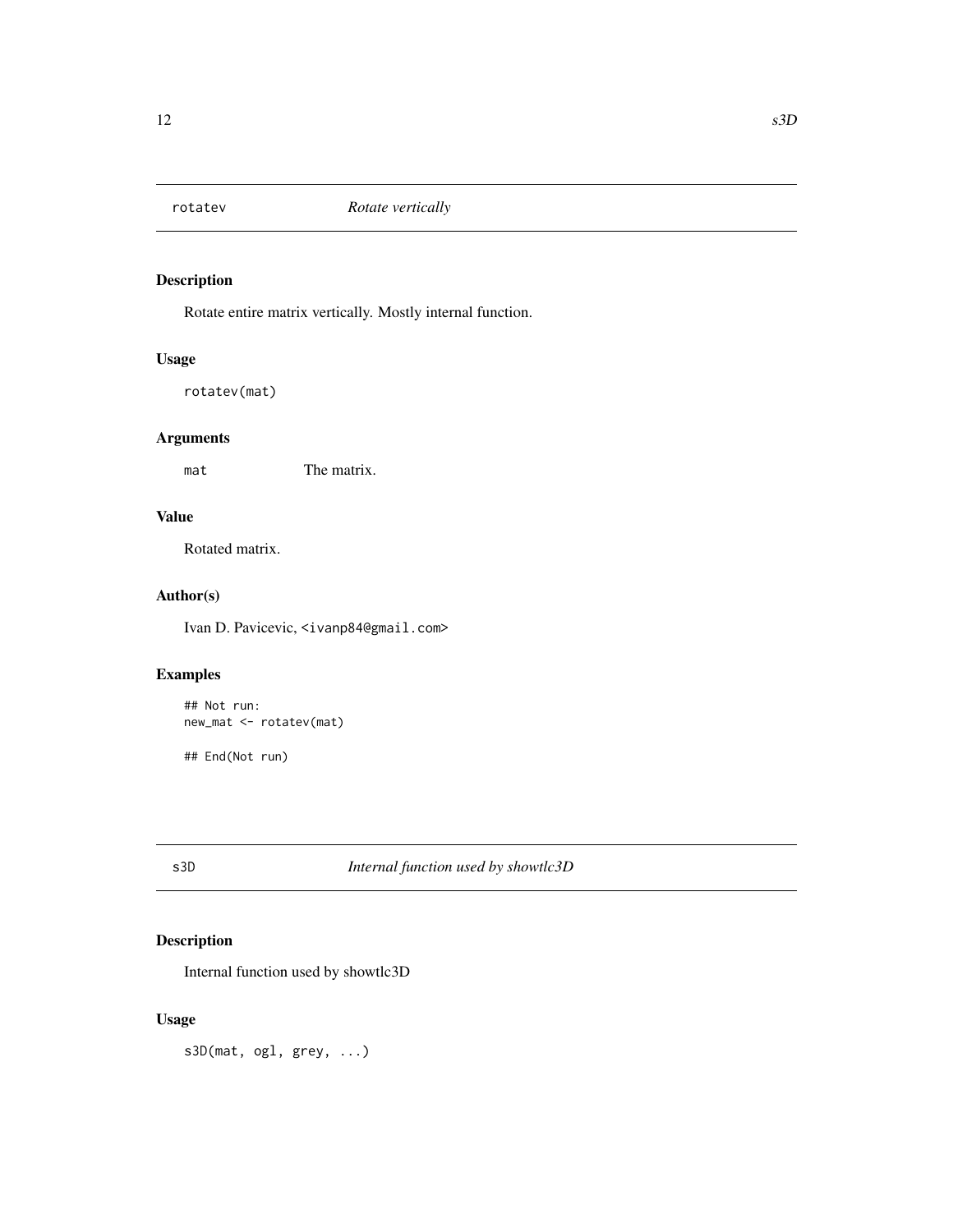## rotatev *Rotate vertically*

### Description

Rotate entire matrix vertically. Mostly internal function.

### Usage

```
rotatev(mat)
```

### Arguments

| | |
|---|---|
| mat | The matrix. |

### Value

Rotated matrix.

### Author(s)

Ivan D. Pavicevic, <ivanp84@gmail.com>

### Examples

```
## Not run:
new_mat <- rotatev(mat)

## End(Not run)
```

## s3D *Internal function used by showtlc3D*

### Description

Internal function used by showtlc3D

### Usage

```
s3D(mat, ogl, grey, ...)
```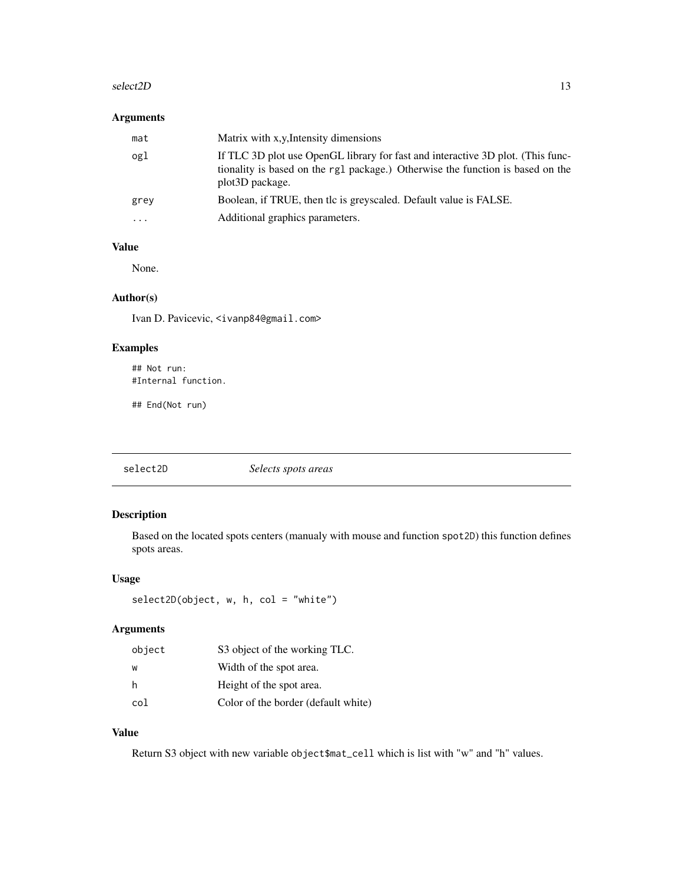## Arguments

| | |
|---|---|
| mat | Matrix with x,y,Intensity dimensions |
| ogl | If TLC 3D plot use OpenGL library for fast and interactive 3D plot. (This functionality is based on the rgl package.) Otherwise the function is based on the plot3D package. |
| grey | Boolean, if TRUE, then tlc is greyscaled. Default value is FALSE. |
| ... | Additional graphics parameters. |

## Value

None.

## Author(s)

Ivan D. Pavicevic, <ivanp84@gmail.com>

## Examples

```
## Not run:
#Internal function.

## End(Not run)
```

---

# select2D *Selects spots areas*

## Description

Based on the located spots centers (manualy with mouse and function spot2D) this function defines spots areas.

## Usage

```
select2D(object, w, h, col = "white")
```

## Arguments

| | |
|---|---|
| object | S3 object of the working TLC. |
| w | Width of the spot area. |
| h | Height of the spot area. |
| col | Color of the border (default white) |

## Value

Return S3 object with new variable object$mat_cell which is list with "w" and "h" values.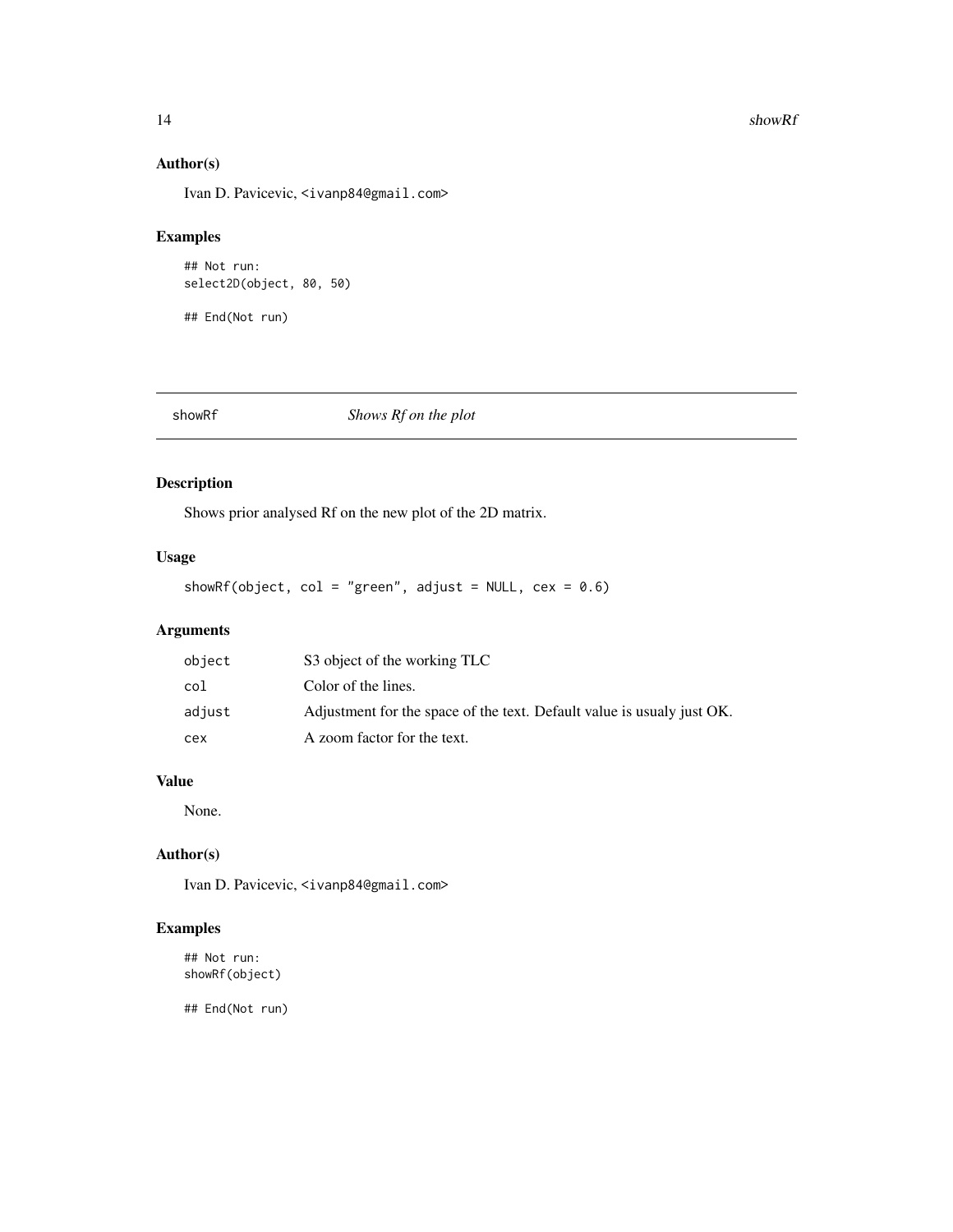## Author(s)

Ivan D. Pavicevic, <ivanp84@gmail.com>

## Examples

```
## Not run:
select2D(object, 80, 50)

## End(Not run)
```

---

# showRf *Shows Rf on the plot*

---

## Description

Shows prior analysed Rf on the new plot of the 2D matrix.

## Usage

```
showRf(object, col = "green", adjust = NULL, cex = 0.6)
```

## Arguments

| | |
|---|---|
| object | S3 object of the working TLC |
| col | Color of the lines. |
| adjust | Adjustment for the space of the text. Default value is usualy just OK. |
| cex | A zoom factor for the text. |

## Value

None.

## Author(s)

Ivan D. Pavicevic, <ivanp84@gmail.com>

## Examples

```
## Not run:
showRf(object)

## End(Not run)
```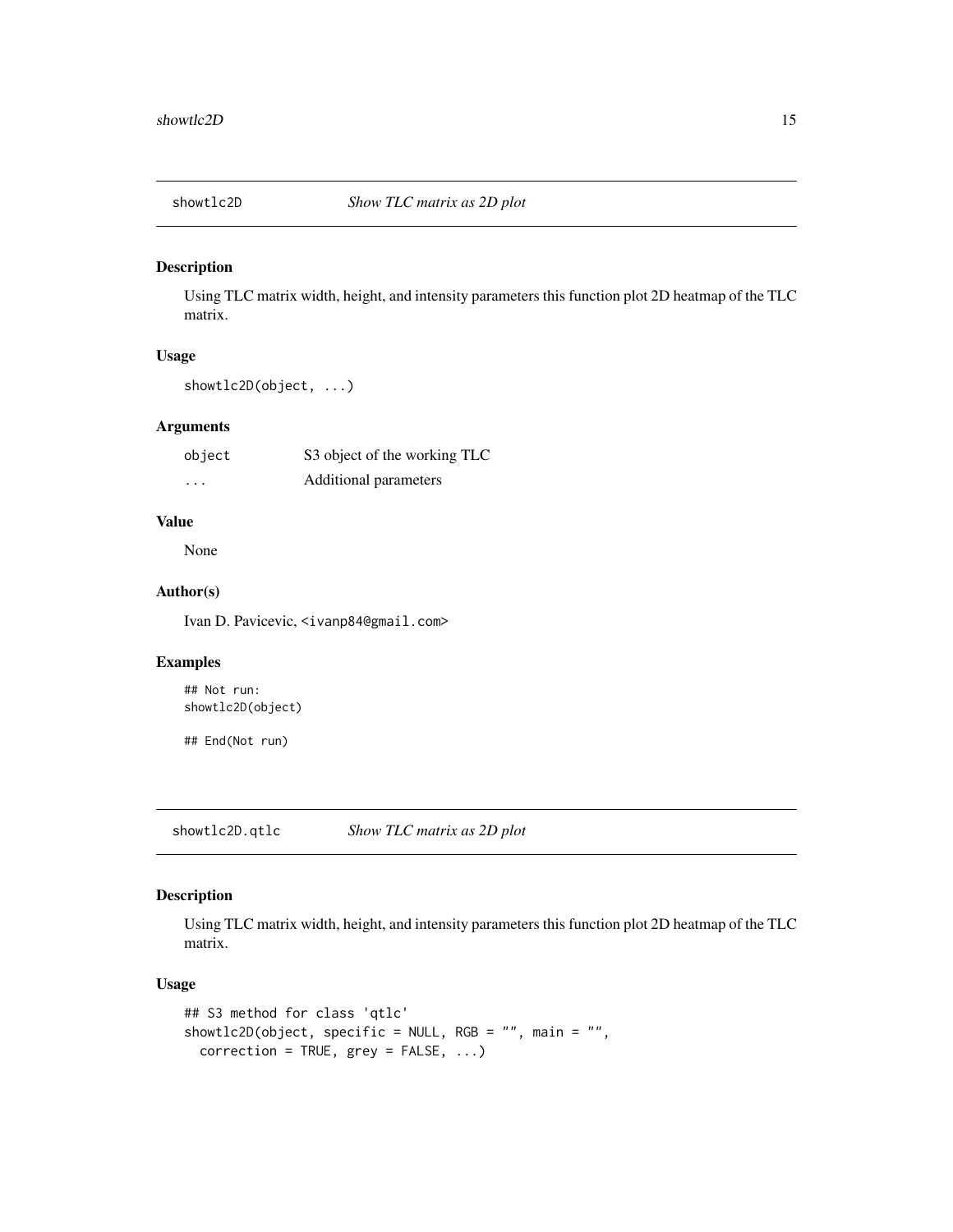## showtlc2D *Show TLC matrix as 2D plot*

### Description

Using TLC matrix width, height, and intensity parameters this function plot 2D heatmap of the TLC matrix.

### Usage

```
showtlc2D(object, ...)
```

### Arguments

| | |
|---|---|
| `object` | S3 object of the working TLC |
| `...` | Additional parameters |

### Value

None

### Author(s)

Ivan D. Pavicevic, <ivanp84@gmail.com>

### Examples

```
## Not run:
showtlc2D(object)

## End(Not run)
```

## showtlc2D.qtlc *Show TLC matrix as 2D plot*

### Description

Using TLC matrix width, height, and intensity parameters this function plot 2D heatmap of the TLC matrix.

### Usage

```
## S3 method for class 'qtlc'
showtlc2D(object, specific = NULL, RGB = "", main = "",
  correction = TRUE, grey = FALSE, ...)
```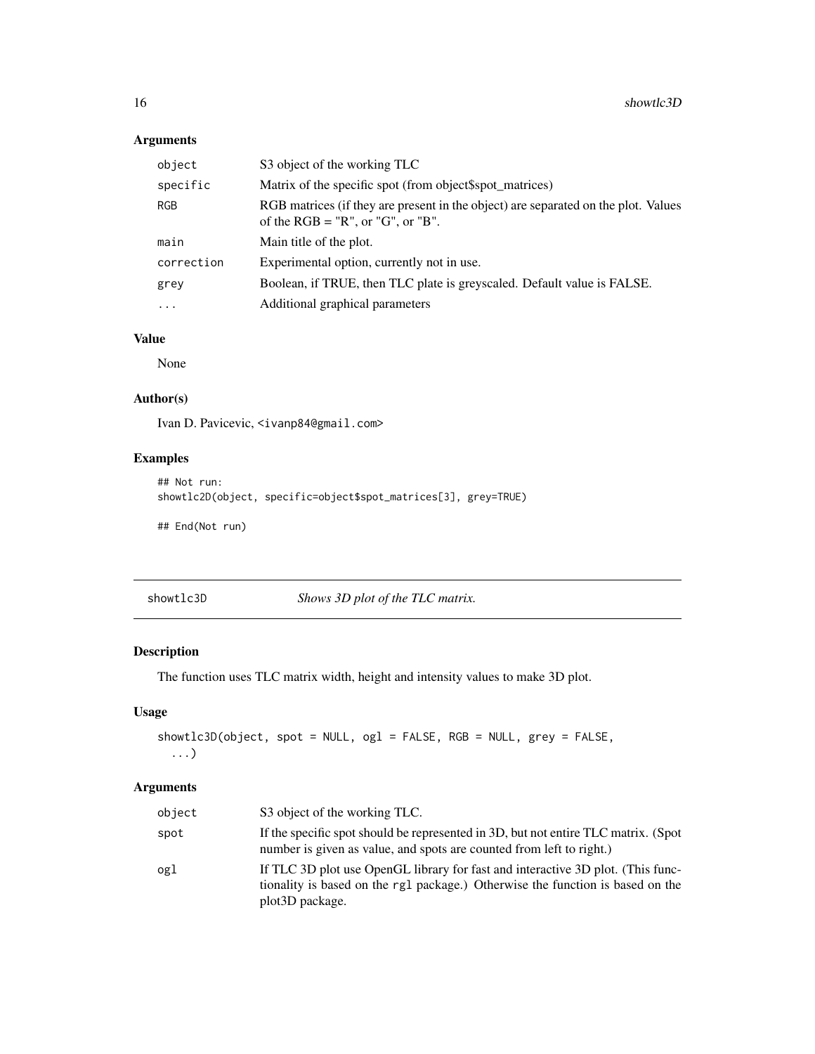### Arguments

| | |
|---|---|
| object | S3 object of the working TLC |
| specific | Matrix of the specific spot (from object$spot_matrices) |
| RGB | RGB matrices (if they are present in the object) are separated on the plot. Values of the RGB = "R", or "G", or "B". |
| main | Main title of the plot. |
| correction | Experimental option, currently not in use. |
| grey | Boolean, if TRUE, then TLC plate is greyscaled. Default value is FALSE. |
| ... | Additional graphical parameters |

### Value

None

### Author(s)

Ivan D. Pavicevic, <ivanp84@gmail.com>

### Examples

```
## Not run:
showtlc2D(object, specific=object$spot_matrices[3], grey=TRUE)

## End(Not run)
```

---

## showtlc3D — *Shows 3D plot of the TLC matrix.*

---

### Description

The function uses TLC matrix width, height and intensity values to make 3D plot.

### Usage

```
showtlc3D(object, spot = NULL, ogl = FALSE, RGB = NULL, grey = FALSE,
  ...)
```

### Arguments

| | |
|---|---|
| object | S3 object of the working TLC. |
| spot | If the specific spot should be represented in 3D, but not entire TLC matrix. (Spot number is given as value, and spots are counted from left to right.) |
| ogl | If TLC 3D plot use OpenGL library for fast and interactive 3D plot. (This functionality is based on the rgl package.) Otherwise the function is based on the plot3D package. |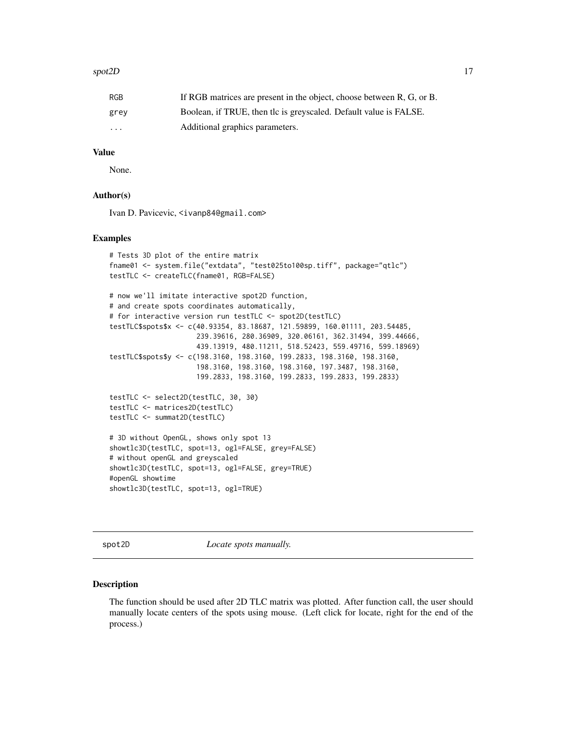| | |
|---|---|
| RGB | If RGB matrices are present in the object, choose between R, G, or B. |
| grey | Boolean, if TRUE, then tlc is greyscaled. Default value is FALSE. |
| ... | Additional graphics parameters. |

### Value

None.

### Author(s)

Ivan D. Pavicevic, <ivanp84@gmail.com>

### Examples

```
# Tests 3D plot of the entire matrix
fname01 <- system.file("extdata", "test025to100sp.tiff", package="qtlc")
testTLC <- createTLC(fname01, RGB=FALSE)

# now we'll imitate interactive spot2D function,
# and create spots coordinates automatically,
# for interactive version run testTLC <- spot2D(testTLC)
testTLC$spots$x <- c(40.93354, 83.18687, 121.59899, 160.01111, 203.54485,
                     239.39616, 280.36909, 320.06161, 362.31494, 399.44666,
                     439.13919, 480.11211, 518.52423, 559.49716, 599.18969)
testTLC$spots$y <- c(198.3160, 198.3160, 199.2833, 198.3160, 198.3160,
                     198.3160, 198.3160, 198.3160, 197.3487, 198.3160,
                     199.2833, 198.3160, 199.2833, 199.2833, 199.2833)

testTLC <- select2D(testTLC, 30, 30)
testTLC <- matrices2D(testTLC)
testTLC <- summat2D(testTLC)

# 3D without OpenGL, shows only spot 13
showtlc3D(testTLC, spot=13, ogl=FALSE, grey=FALSE)
# without openGL and greyscaled
showtlc3D(testTLC, spot=13, ogl=FALSE, grey=TRUE)
#openGL showtime
showtlc3D(testTLC, spot=13, ogl=TRUE)
```

## spot2D *Locate spots manually.*

### Description

The function should be used after 2D TLC matrix was plotted. After function call, the user should manually locate centers of the spots using mouse. (Left click for locate, right for the end of the process.)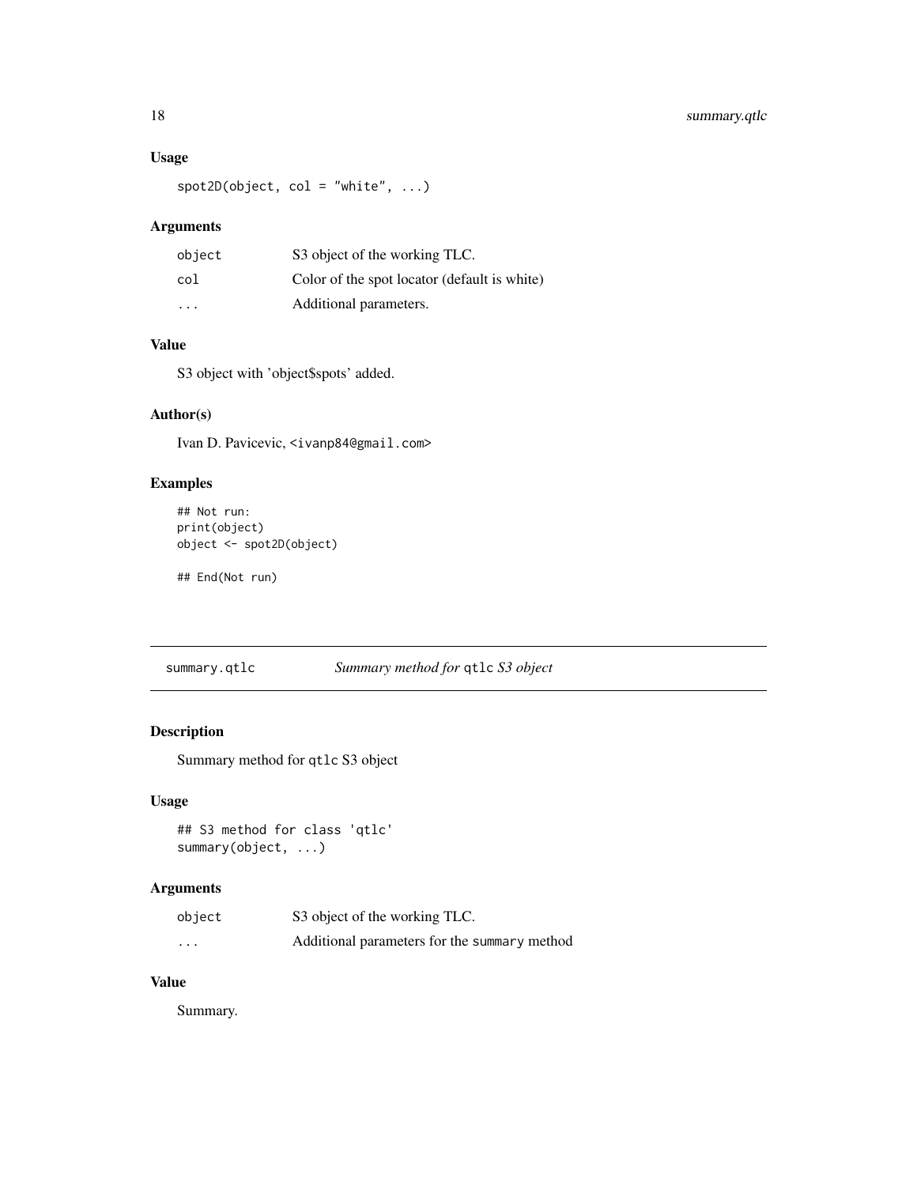### Usage

```
spot2D(object, col = "white", ...)
```

### Arguments

| | |
|---|---|
| object | S3 object of the working TLC. |
| col | Color of the spot locator (default is white) |
| ... | Additional parameters. |

### Value

S3 object with 'object$spots' added.

### Author(s)

Ivan D. Pavicevic, <ivanp84@gmail.com>

### Examples

```
## Not run:
print(object)
object <- spot2D(object)

## End(Not run)
```

---

## summary.qtlc — *Summary method for* `qtlc` *S3 object*

### Description

Summary method for `qtlc` S3 object

### Usage

```
## S3 method for class 'qtlc'
summary(object, ...)
```

### Arguments

| | |
|---|---|
| object | S3 object of the working TLC. |
| ... | Additional parameters for the `summary` method |

### Value

Summary.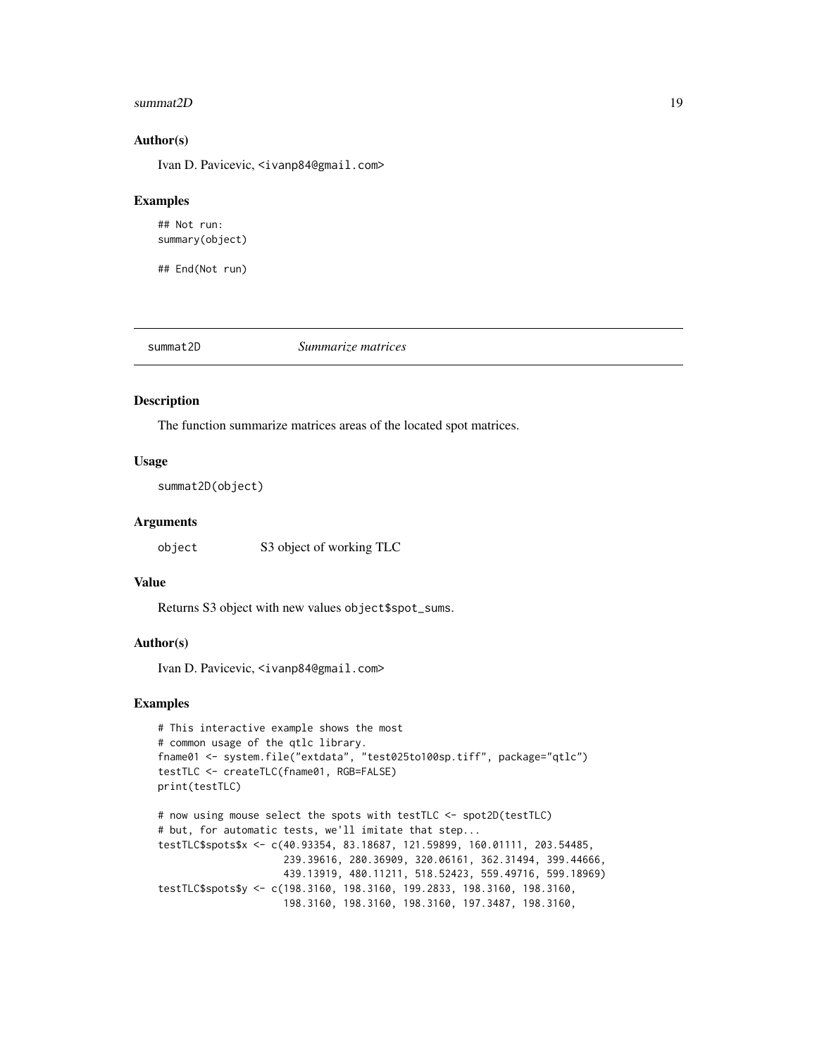### Author(s)

Ivan D. Pavicevic, <ivanp84@gmail.com>

### Examples

```
## Not run:
summary(object)

## End(Not run)
```

---

## summat2D *Summarize matrices*

### Description

The function summarize matrices areas of the located spot matrices.

### Usage

```
summat2D(object)
```

### Arguments

| | |
|---|---|
| object | S3 object of working TLC |

### Value

Returns S3 object with new values `object$spot_sums`.

### Author(s)

Ivan D. Pavicevic, <ivanp84@gmail.com>

### Examples

```
# This interactive example shows the most
# common usage of the qtlc library.
fname01 <- system.file("extdata", "test025to100sp.tiff", package="qtlc")
testTLC <- createTLC(fname01, RGB=FALSE)
print(testTLC)

# now using mouse select the spots with testTLC <- spot2D(testTLC)
# but, for automatic tests, we'll imitate that step...
testTLC$spots$x <- c(40.93354, 83.18687, 121.59899, 160.01111, 203.54485,
                     239.39616, 280.36909, 320.06161, 362.31494, 399.44666,
                     439.13919, 480.11211, 518.52423, 559.49716, 599.18969)
testTLC$spots$y <- c(198.3160, 198.3160, 199.2833, 198.3160, 198.3160,
                     198.3160, 198.3160, 198.3160, 197.3487, 198.3160,
```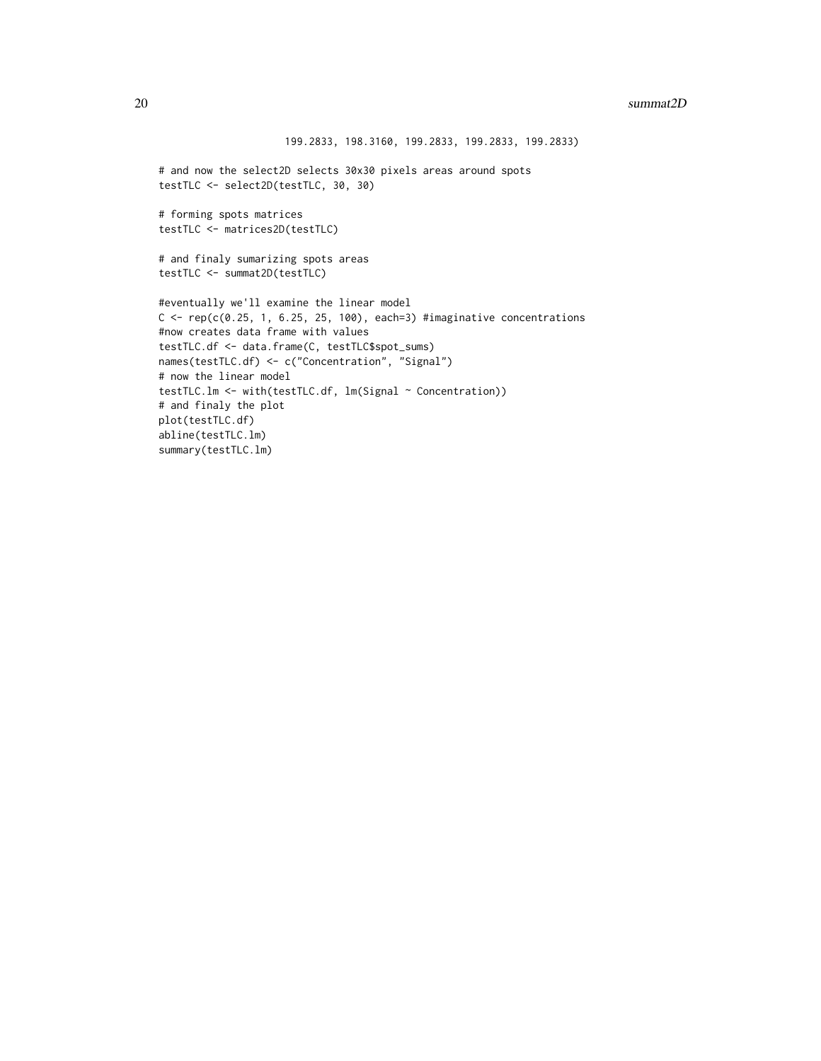```
                     199.2833, 198.3160, 199.2833, 199.2833, 199.2833)

# and now the select2D selects 30x30 pixels areas around spots
testTLC <- select2D(testTLC, 30, 30)

# forming spots matrices
testTLC <- matrices2D(testTLC)

# and finaly sumarizing spots areas
testTLC <- summat2D(testTLC)

#eventually we'll examine the linear model
C <- rep(c(0.25, 1, 6.25, 25, 100), each=3) #imaginative concentrations
#now creates data frame with values
testTLC.df <- data.frame(C, testTLC$spot_sums)
names(testTLC.df) <- c("Concentration", "Signal")
# now the linear model
testTLC.lm <- with(testTLC.df, lm(Signal ~ Concentration))
# and finaly the plot
plot(testTLC.df)
abline(testTLC.lm)
summary(testTLC.lm)
```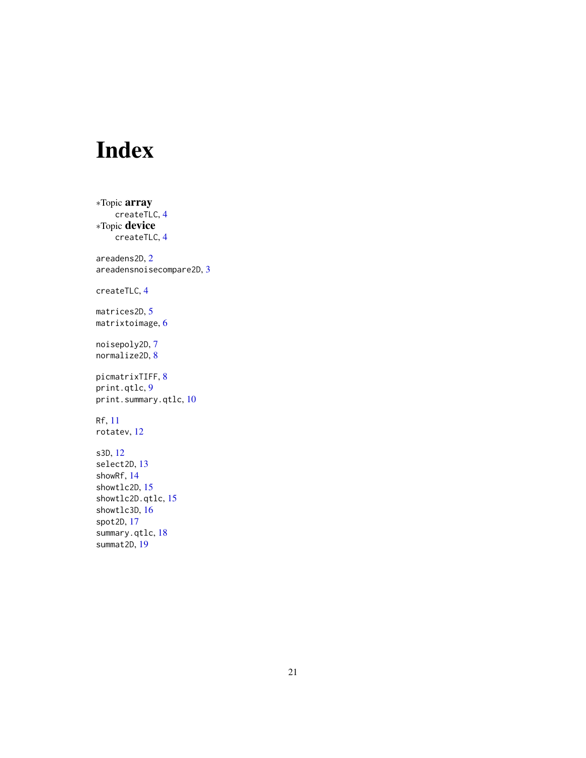# Index

*Topic **array**
    createTLC, 4
*Topic **device**
    createTLC, 4

areadens2D, 2
areadensnoisecompare2D, 3

createTLC, 4

matrices2D, 5
matrixtoimage, 6

noisepoly2D, 7
normalize2D, 8

picmatrixTIFF, 8
print.qtlc, 9
print.summary.qtlc, 10

Rf, 11
rotatev, 12

s3D, 12
select2D, 13
showRf, 14
showtlc2D, 15
showtlc2D.qtlc, 15
showtlc3D, 16
spot2D, 17
summary.qtlc, 18
summat2D, 19